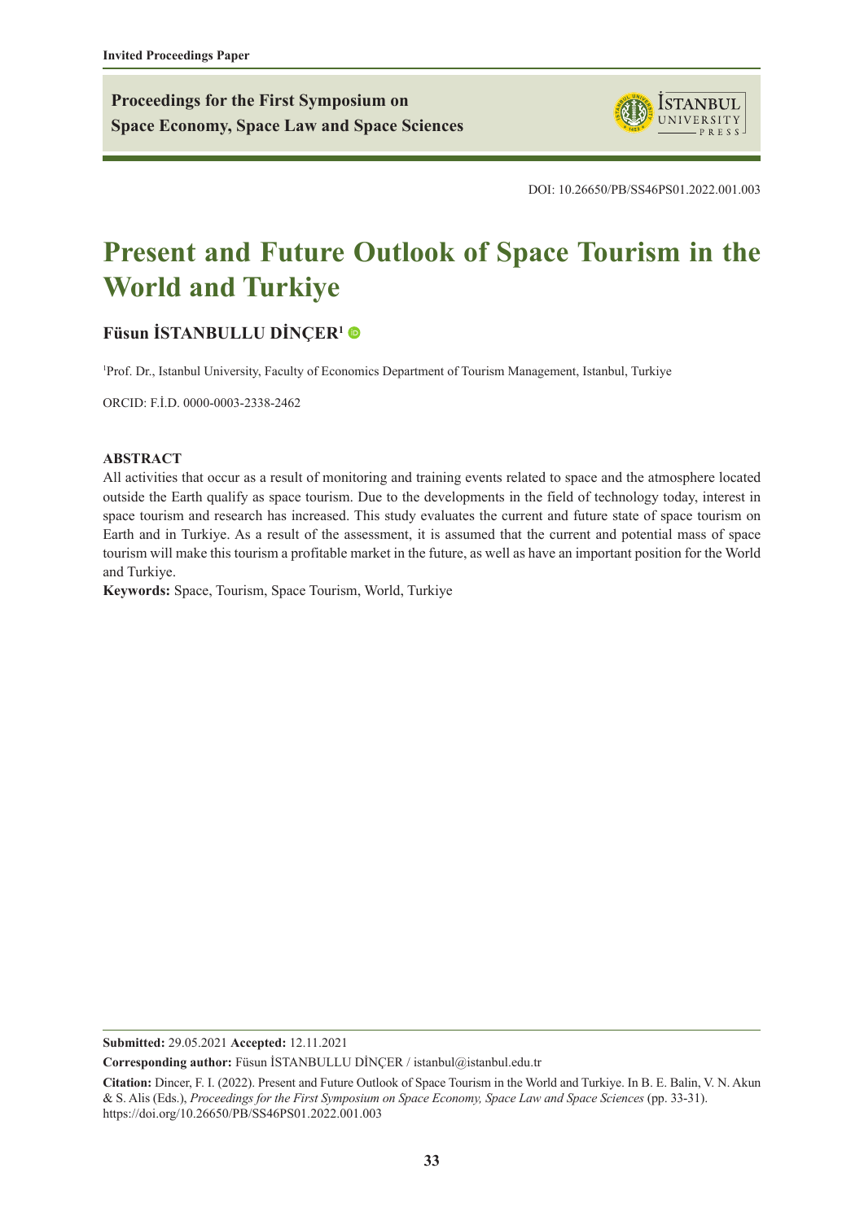Invited Proceedings Paper

**Proceedings for the First Symposium on Space Economy, Space Law and Space Sciences**

DOI: 10.26650/PB/SS46PS01.2022.001.003

# Present and Future Outlook of Space Tourism in the World and Turkiye

**Füsun İSTANBULLU DİNÇER[1]**

[1]Prof. Dr., Istanbul University, Faculty of Economics Department of Tourism Management, Istanbul, Turkiye

ORCID: F.İ.D. 0000-0003-2338-2462

**ABSTRACT**

All activities that occur as a result of monitoring and training events related to space and the atmosphere located outside the Earth qualify as space tourism. Due to the developments in the field of technology today, interest in space tourism and research has increased. This study evaluates the current and future state of space tourism on Earth and in Turkiye. As a result of the assessment, it is assumed that the current and potential mass of space tourism will make this tourism a profitable market in the future, as well as have an important position for the World and Turkiye.

**Keywords:** Space, Tourism, Space Tourism, World, Turkiye

---

**Submitted:** 29.05.2021 **Accepted:** 12.11.2021

**Corresponding author:** Füsun İSTANBULLU DİNÇER / istanbul@istanbul.edu.tr

**Citation:** Dincer, F. I. (2022). Present and Future Outlook of Space Tourism in the World and Turkiye. In B. E. Balin, V. N. Akun & S. Alis (Eds.), *Proceedings for the First Symposium on Space Economy, Space Law and Space Sciences* (pp. 33-31). https://doi.org/10.26650/PB/SS46PS01.2022.001.003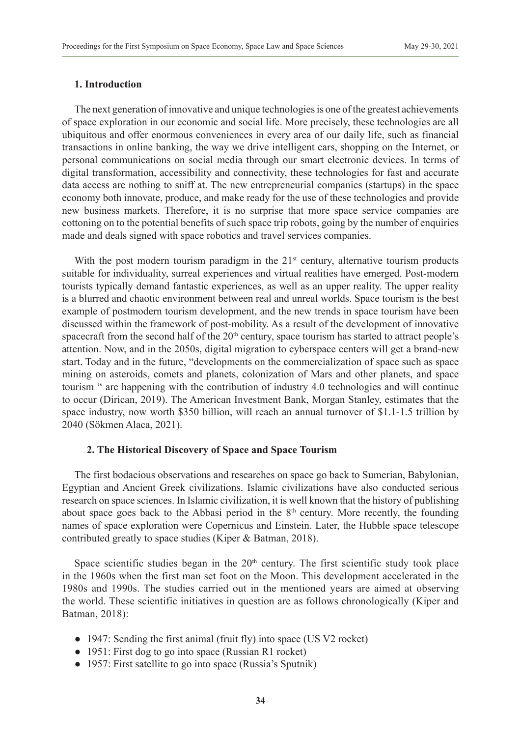## 1. Introduction

The next generation of innovative and unique technologies is one of the greatest achievements of space exploration in our economic and social life. More precisely, these technologies are all ubiquitous and offer enormous conveniences in every area of our daily life, such as financial transactions in online banking, the way we drive intelligent cars, shopping on the Internet, or personal communications on social media through our smart electronic devices. In terms of digital transformation, accessibility and connectivity, these technologies for fast and accurate data access are nothing to sniff at. The new entrepreneurial companies (startups) in the space economy both innovate, produce, and make ready for the use of these technologies and provide new business markets. Therefore, it is no surprise that more space service companies are cottoning on to the potential benefits of such space trip robots, going by the number of enquiries made and deals signed with space robotics and travel services companies.

With the post modern tourism paradigm in the 21st century, alternative tourism products suitable for individuality, surreal experiences and virtual realities have emerged. Post-modern tourists typically demand fantastic experiences, as well as an upper reality. The upper reality is a blurred and chaotic environment between real and unreal worlds. Space tourism is the best example of postmodern tourism development, and the new trends in space tourism have been discussed within the framework of post-mobility. As a result of the development of innovative spacecraft from the second half of the 20th century, space tourism has started to attract people's attention. Now, and in the 2050s, digital migration to cyberspace centers will get a brand-new start. Today and in the future, "developments on the commercialization of space such as space mining on asteroids, comets and planets, colonization of Mars and other planets, and space tourism " are happening with the contribution of industry 4.0 technologies and will continue to occur (Dirican, 2019). The American Investment Bank, Morgan Stanley, estimates that the space industry, now worth $350 billion, will reach an annual turnover of $1.1-1.5 trillion by 2040 (Sökmen Alaca, 2021).

## 2. The Historical Discovery of Space and Space Tourism

The first bodacious observations and researches on space go back to Sumerian, Babylonian, Egyptian and Ancient Greek civilizations. Islamic civilizations have also conducted serious research on space sciences. In Islamic civilization, it is well known that the history of publishing about space goes back to the Abbasi period in the 8th century. More recently, the founding names of space exploration were Copernicus and Einstein. Later, the Hubble space telescope contributed greatly to space studies (Kiper & Batman, 2018).

Space scientific studies began in the 20th century. The first scientific study took place in the 1960s when the first man set foot on the Moon. This development accelerated in the 1980s and 1990s. The studies carried out in the mentioned years are aimed at observing the world. These scientific initiatives in question are as follows chronologically (Kiper and Batman, 2018):

- 1947: Sending the first animal (fruit fly) into space (US V2 rocket)
- 1951: First dog to go into space (Russian R1 rocket)
- 1957: First satellite to go into space (Russia's Sputnik)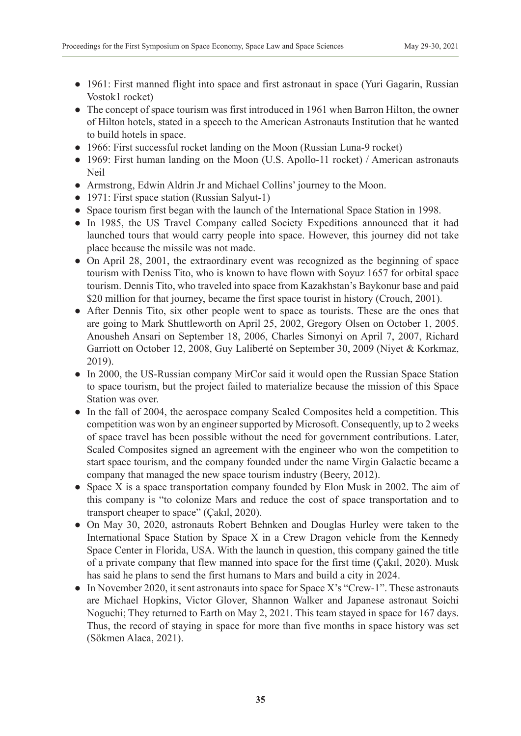- 1961: First manned flight into space and first astronaut in space (Yuri Gagarin, Russian Vostok1 rocket)
- The concept of space tourism was first introduced in 1961 when Barron Hilton, the owner of Hilton hotels, stated in a speech to the American Astronauts Institution that he wanted to build hotels in space.
- 1966: First successful rocket landing on the Moon (Russian Luna-9 rocket)
- 1969: First human landing on the Moon (U.S. Apollo-11 rocket) / American astronauts Neil
- Armstrong, Edwin Aldrin Jr and Michael Collins' journey to the Moon.
- 1971: First space station (Russian Salyut-1)
- Space tourism first began with the launch of the International Space Station in 1998.
- In 1985, the US Travel Company called Society Expeditions announced that it had launched tours that would carry people into space. However, this journey did not take place because the missile was not made.
- On April 28, 2001, the extraordinary event was recognized as the beginning of space tourism with Deniss Tito, who is known to have flown with Soyuz 1657 for orbital space tourism. Dennis Tito, who traveled into space from Kazakhstan's Baykonur base and paid $20 million for that journey, became the first space tourist in history (Crouch, 2001).
- After Dennis Tito, six other people went to space as tourists. These are the ones that are going to Mark Shuttleworth on April 25, 2002, Gregory Olsen on October 1, 2005. Anousheh Ansari on September 18, 2006, Charles Simonyi on April 7, 2007, Richard Garriott on October 12, 2008, Guy Laliberté on September 30, 2009 (Niyet & Korkmaz, 2019).
- In 2000, the US-Russian company MirCor said it would open the Russian Space Station to space tourism, but the project failed to materialize because the mission of this Space Station was over.
- In the fall of 2004, the aerospace company Scaled Composites held a competition. This competition was won by an engineer supported by Microsoft. Consequently, up to 2 weeks of space travel has been possible without the need for government contributions. Later, Scaled Composites signed an agreement with the engineer who won the competition to start space tourism, and the company founded under the name Virgin Galactic became a company that managed the new space tourism industry (Beery, 2012).
- Space X is a space transportation company founded by Elon Musk in 2002. The aim of this company is "to colonize Mars and reduce the cost of space transportation and to transport cheaper to space" (Çakıl, 2020).
- On May 30, 2020, astronauts Robert Behnken and Douglas Hurley were taken to the International Space Station by Space X in a Crew Dragon vehicle from the Kennedy Space Center in Florida, USA. With the launch in question, this company gained the title of a private company that flew manned into space for the first time (Çakıl, 2020). Musk has said he plans to send the first humans to Mars and build a city in 2024.
- In November 2020, it sent astronauts into space for Space X's "Crew-1". These astronauts are Michael Hopkins, Victor Glover, Shannon Walker and Japanese astronaut Soichi Noguchi; They returned to Earth on May 2, 2021. This team stayed in space for 167 days. Thus, the record of staying in space for more than five months in space history was set (Sökmen Alaca, 2021).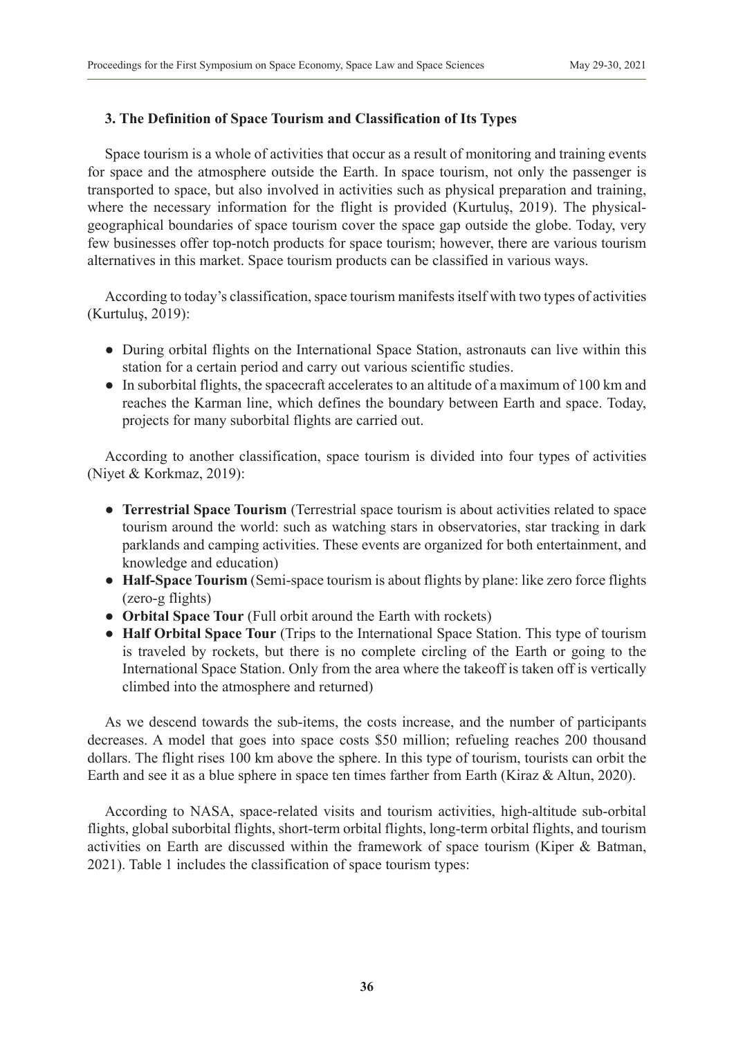### 3. The Definition of Space Tourism and Classification of Its Types

Space tourism is a whole of activities that occur as a result of monitoring and training events for space and the atmosphere outside the Earth. In space tourism, not only the passenger is transported to space, but also involved in activities such as physical preparation and training, where the necessary information for the flight is provided (Kurtuluş, 2019). The physical-geographical boundaries of space tourism cover the space gap outside the globe. Today, very few businesses offer top-notch products for space tourism; however, there are various tourism alternatives in this market. Space tourism products can be classified in various ways.

According to today's classification, space tourism manifests itself with two types of activities (Kurtuluş, 2019):

- During orbital flights on the International Space Station, astronauts can live within this station for a certain period and carry out various scientific studies.
- In suborbital flights, the spacecraft accelerates to an altitude of a maximum of 100 km and reaches the Karman line, which defines the boundary between Earth and space. Today, projects for many suborbital flights are carried out.

According to another classification, space tourism is divided into four types of activities (Niyet & Korkmaz, 2019):

- **Terrestrial Space Tourism** (Terrestrial space tourism is about activities related to space tourism around the world: such as watching stars in observatories, star tracking in dark parklands and camping activities. These events are organized for both entertainment, and knowledge and education)
- **Half-Space Tourism** (Semi-space tourism is about flights by plane: like zero force flights (zero-g flights)
- **Orbital Space Tour** (Full orbit around the Earth with rockets)
- **Half Orbital Space Tour** (Trips to the International Space Station. This type of tourism is traveled by rockets, but there is no complete circling of the Earth or going to the International Space Station. Only from the area where the takeoff is taken off is vertically climbed into the atmosphere and returned)

As we descend towards the sub-items, the costs increase, and the number of participants decreases. A model that goes into space costs $50 million; refueling reaches 200 thousand dollars. The flight rises 100 km above the sphere. In this type of tourism, tourists can orbit the Earth and see it as a blue sphere in space ten times farther from Earth (Kiraz & Altun, 2020).

According to NASA, space-related visits and tourism activities, high-altitude sub-orbital flights, global suborbital flights, short-term orbital flights, long-term orbital flights, and tourism activities on Earth are discussed within the framework of space tourism (Kiper & Batman, 2021). Table 1 includes the classification of space tourism types: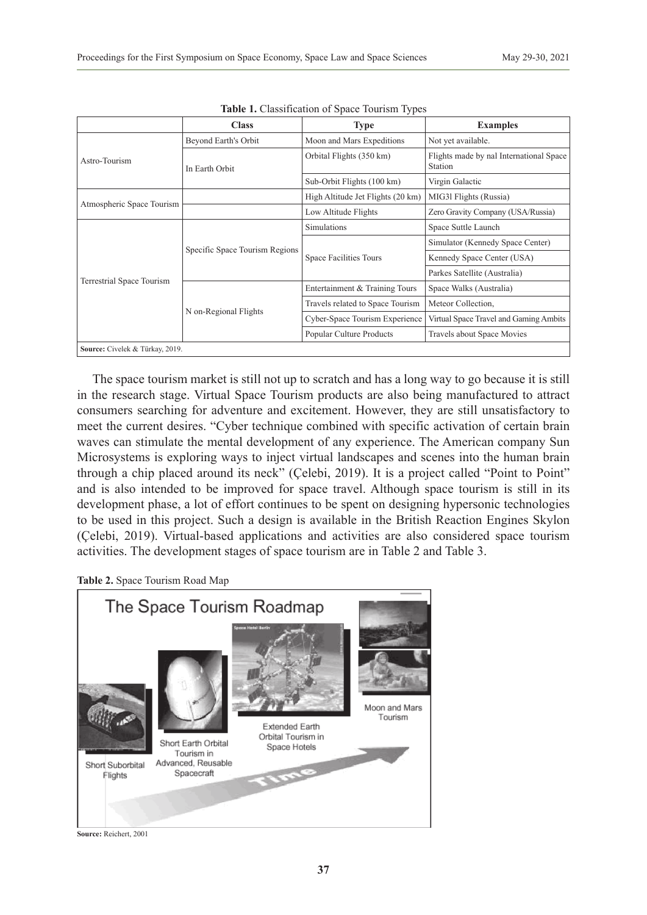**Table 1.** Classification of Space Tourism Types

| | Class | Type | Examples |
|---|---|---|---|
| Astro-Tourism | Beyond Earth's Orbit | Moon and Mars Expeditions | Not yet available. |
| | In Earth Orbit | Orbital Flights (350 km) | Flights made by nal International Space Station |
| | | Sub-Orbit Flights (100 km) | Virgin Galactic |
| Atmospheric Space Tourism | | High Altitude Jet Flights (20 km) | MIG3l Flights (Russia) |
| | | Low Altitude Flights | Zero Gravity Company (USA/Russia) |
| Terrestrial Space Tourism | Specific Space Tourism Regions | Simulations | Space Suttle Launch |
| | | Space Facilities Tours | Simulator (Kennedy Space Center) |
| | | | Kennedy Space Center (USA) |
| | | | Parkes Satellite (Australia) |
| | N on-Regional Flights | Entertainment & Training Tours | Space Walks (Australia) |
| | | Travels related to Space Tourism | Meteor Collection, |
| | | Cyber-Space Tourism Experience | Virtual Space Travel and Gaming Ambits |
| | | Popular Culture Products | Travels about Space Movies |

**Source:** Civelek & Türkay, 2019.

The space tourism market is still not up to scratch and has a long way to go because it is still in the research stage. Virtual Space Tourism products are also being manufactured to attract consumers searching for adventure and excitement. However, they are still unsatisfactory to meet the current desires. "Cyber technique combined with specific activation of certain brain waves can stimulate the mental development of any experience. The American company Sun Microsystems is exploring ways to inject virtual landscapes and scenes into the human brain through a chip placed around its neck" (Çelebi, 2019). It is a project called "Point to Point" and is also intended to be improved for space travel. Although space tourism is still in its development phase, a lot of effort continues to be spent on designing hypersonic technologies to be used in this project. Such a design is available in the British Reaction Engines Skylon (Çelebi, 2019). Virtual-based applications and activities are also considered space tourism activities. The development stages of space tourism are in Table 2 and Table 3.

**Table 2.** Space Tourism Road Map

**Source:** Reichert, 2001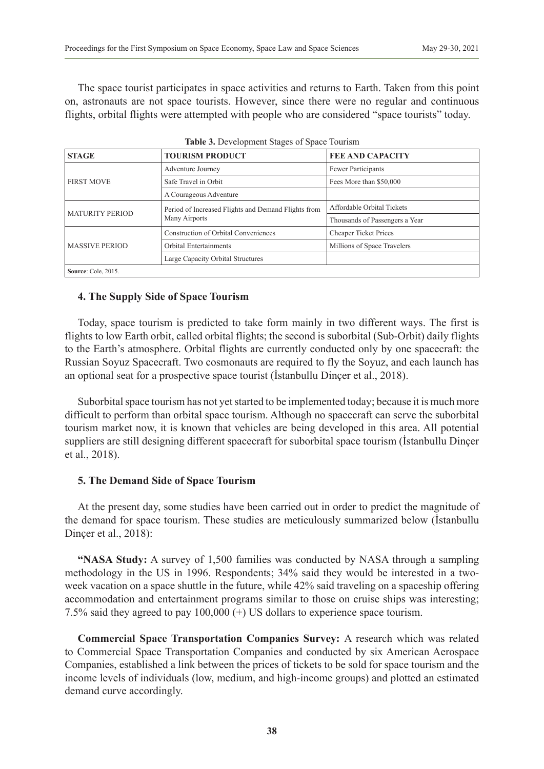The space tourist participates in space activities and returns to Earth. Taken from this point on, astronauts are not space tourists. However, since there were no regular and continuous flights, orbital flights were attempted with people who are considered "space tourists" today.

**Table 3.** Development Stages of Space Tourism

| STAGE | TOURISM PRODUCT | FEE AND CAPACITY |
|---|---|---|
| FIRST MOVE | Adventure Journey | Fewer Participants |
| | Safe Travel in Orbit | Fees More than $50,000 |
| | A Courageous Adventure | |
| MATURITY PERIOD | Period of Increased Flights and Demand Flights from Many Airports | Affordable Orbital Tickets |
| | | Thousands of Passengers a Year |
| MASSIVE PERIOD | Construction of Orbital Conveniences | Cheaper Ticket Prices |
| | Orbital Entertainments | Millions of Space Travelers |
| | Large Capacity Orbital Structures | |

**Source**: Cole, 2015.

### 4. The Supply Side of Space Tourism

Today, space tourism is predicted to take form mainly in two different ways. The first is flights to low Earth orbit, called orbital flights; the second is suborbital (Sub-Orbit) daily flights to the Earth's atmosphere. Orbital flights are currently conducted only by one spacecraft: the Russian Soyuz Spacecraft. Two cosmonauts are required to fly the Soyuz, and each launch has an optional seat for a prospective space tourist (İstanbullu Dinçer et al., 2018).

Suborbital space tourism has not yet started to be implemented today; because it is much more difficult to perform than orbital space tourism. Although no spacecraft can serve the suborbital tourism market now, it is known that vehicles are being developed in this area. All potential suppliers are still designing different spacecraft for suborbital space tourism (İstanbullu Dinçer et al., 2018).

### 5. The Demand Side of Space Tourism

At the present day, some studies have been carried out in order to predict the magnitude of the demand for space tourism. These studies are meticulously summarized below (İstanbullu Dinçer et al., 2018):

**"NASA Study:** A survey of 1,500 families was conducted by NASA through a sampling methodology in the US in 1996. Respondents; 34% said they would be interested in a two-week vacation on a space shuttle in the future, while 42% said traveling on a spaceship offering accommodation and entertainment programs similar to those on cruise ships was interesting; 7.5% said they agreed to pay 100,000 (+) US dollars to experience space tourism.

**Commercial Space Transportation Companies Survey:** A research which was related to Commercial Space Transportation Companies and conducted by six American Aerospace Companies, established a link between the prices of tickets to be sold for space tourism and the income levels of individuals (low, medium, and high-income groups) and plotted an estimated demand curve accordingly.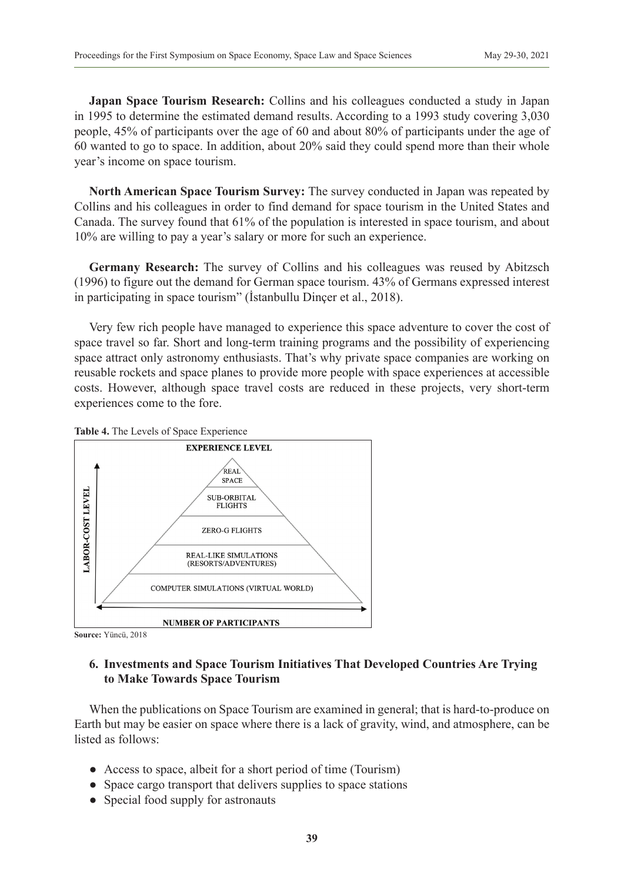**Japan Space Tourism Research:** Collins and his colleagues conducted a study in Japan in 1995 to determine the estimated demand results. According to a 1993 study covering 3,030 people, 45% of participants over the age of 60 and about 80% of participants under the age of 60 wanted to go to space. In addition, about 20% said they could spend more than their whole year's income on space tourism.

**North American Space Tourism Survey:** The survey conducted in Japan was repeated by Collins and his colleagues in order to find demand for space tourism in the United States and Canada. The survey found that 61% of the population is interested in space tourism, and about 10% are willing to pay a year's salary or more for such an experience.

**Germany Research:** The survey of Collins and his colleagues was reused by Abitzsch (1996) to figure out the demand for German space tourism. 43% of Germans expressed interest in participating in space tourism" (İstanbullu Dinçer et al., 2018).

Very few rich people have managed to experience this space adventure to cover the cost of space travel so far. Short and long-term training programs and the possibility of experiencing space attract only astronomy enthusiasts. That's why private space companies are working on reusable rockets and space planes to provide more people with space experiences at accessible costs. However, although space travel costs are reduced in these projects, very short-term experiences come to the fore.

**Table 4.** The Levels of Space Experience

| EXPERIENCE LEVEL |
|---|
| REAL SPACE |
| SUB-ORBITAL FLIGHTS |
| ZERO-G FLIGHTS |
| REAL-LIKE SIMULATIONS (RESORTS/ADVENTURES) |
| COMPUTER SIMULATIONS (VIRTUAL WORLD) |

LABOR-COST LEVEL (vertical axis); NUMBER OF PARTICIPANTS (horizontal axis)

**Source:** Yüncü, 2018

## 6. Investments and Space Tourism Initiatives That Developed Countries Are Trying to Make Towards Space Tourism

When the publications on Space Tourism are examined in general; that is hard-to-produce on Earth but may be easier on space where there is a lack of gravity, wind, and atmosphere, can be listed as follows:

- Access to space, albeit for a short period of time (Tourism)
- Space cargo transport that delivers supplies to space stations
- Special food supply for astronauts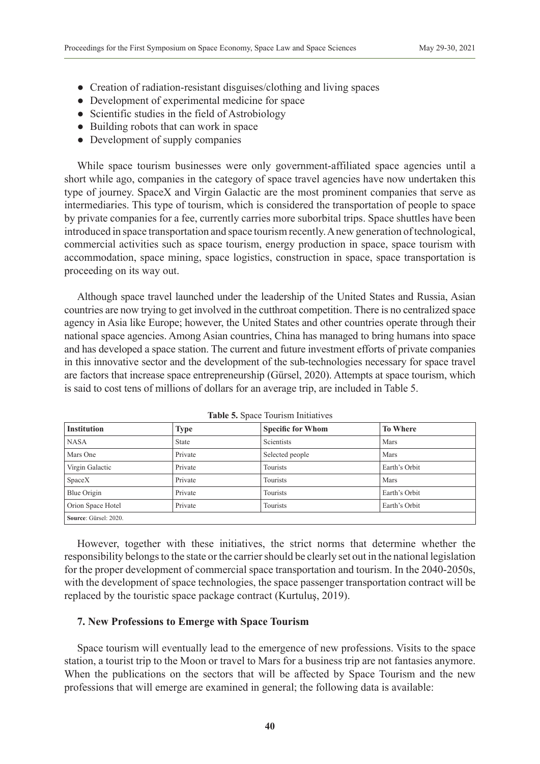- Creation of radiation-resistant disguises/clothing and living spaces
- Development of experimental medicine for space
- Scientific studies in the field of Astrobiology
- Building robots that can work in space
- Development of supply companies

While space tourism businesses were only government-affiliated space agencies until a short while ago, companies in the category of space travel agencies have now undertaken this type of journey. SpaceX and Virgin Galactic are the most prominent companies that serve as intermediaries. This type of tourism, which is considered the transportation of people to space by private companies for a fee, currently carries more suborbital trips. Space shuttles have been introduced in space transportation and space tourism recently. A new generation of technological, commercial activities such as space tourism, energy production in space, space tourism with accommodation, space mining, space logistics, construction in space, space transportation is proceeding on its way out.

Although space travel launched under the leadership of the United States and Russia, Asian countries are now trying to get involved in the cutthroat competition. There is no centralized space agency in Asia like Europe; however, the United States and other countries operate through their national space agencies. Among Asian countries, China has managed to bring humans into space and has developed a space station. The current and future investment efforts of private companies in this innovative sector and the development of the sub-technologies necessary for space travel are factors that increase space entrepreneurship (Gürsel, 2020). Attempts at space tourism, which is said to cost tens of millions of dollars for an average trip, are included in Table 5.

**Table 5.** Space Tourism Initiatives

| Institution | Type | Specific for Whom | To Where |
|---|---|---|---|
| NASA | State | Scientists | Mars |
| Mars One | Private | Selected people | Mars |
| Virgin Galactic | Private | Tourists | Earth's Orbit |
| SpaceX | Private | Tourists | Mars |
| Blue Origin | Private | Tourists | Earth's Orbit |
| Orion Space Hotel | Private | Tourists | Earth's Orbit |

**Source**: Gürsel: 2020.

However, together with these initiatives, the strict norms that determine whether the responsibility belongs to the state or the carrier should be clearly set out in the national legislation for the proper development of commercial space transportation and tourism. In the 2040-2050s, with the development of space technologies, the space passenger transportation contract will be replaced by the touristic space package contract (Kurtuluş, 2019).

### 7. New Professions to Emerge with Space Tourism

Space tourism will eventually lead to the emergence of new professions. Visits to the space station, a tourist trip to the Moon or travel to Mars for a business trip are not fantasies anymore. When the publications on the sectors that will be affected by Space Tourism and the new professions that will emerge are examined in general; the following data is available: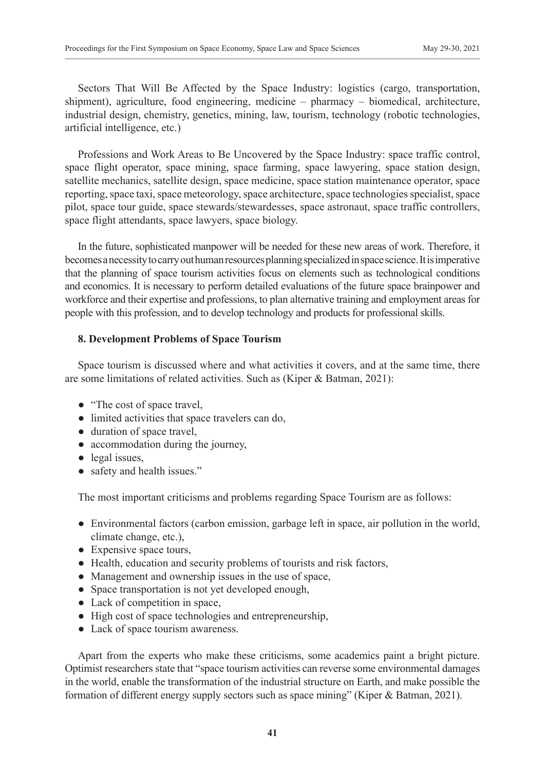Sectors That Will Be Affected by the Space Industry: logistics (cargo, transportation, shipment), agriculture, food engineering, medicine – pharmacy – biomedical, architecture, industrial design, chemistry, genetics, mining, law, tourism, technology (robotic technologies, artificial intelligence, etc.)

Professions and Work Areas to Be Uncovered by the Space Industry: space traffic control, space flight operator, space mining, space farming, space lawyering, space station design, satellite mechanics, satellite design, space medicine, space station maintenance operator, space reporting, space taxi, space meteorology, space architecture, space technologies specialist, space pilot, space tour guide, space stewards/stewardesses, space astronaut, space traffic controllers, space flight attendants, space lawyers, space biology.

In the future, sophisticated manpower will be needed for these new areas of work. Therefore, it becomes a necessity to carry out human resources planning specialized in space science. It is imperative that the planning of space tourism activities focus on elements such as technological conditions and economics. It is necessary to perform detailed evaluations of the future space brainpower and workforce and their expertise and professions, to plan alternative training and employment areas for people with this profession, and to develop technology and products for professional skills.

## 8. Development Problems of Space Tourism

Space tourism is discussed where and what activities it covers, and at the same time, there are some limitations of related activities. Such as (Kiper & Batman, 2021):

- "The cost of space travel,
- limited activities that space travelers can do,
- duration of space travel,
- accommodation during the journey,
- legal issues,
- safety and health issues."

The most important criticisms and problems regarding Space Tourism are as follows:

- Environmental factors (carbon emission, garbage left in space, air pollution in the world, climate change, etc.),
- Expensive space tours,
- Health, education and security problems of tourists and risk factors,
- Management and ownership issues in the use of space,
- Space transportation is not yet developed enough,
- Lack of competition in space,
- High cost of space technologies and entrepreneurship,
- Lack of space tourism awareness.

Apart from the experts who make these criticisms, some academics paint a bright picture. Optimist researchers state that "space tourism activities can reverse some environmental damages in the world, enable the transformation of the industrial structure on Earth, and make possible the formation of different energy supply sectors such as space mining" (Kiper & Batman, 2021).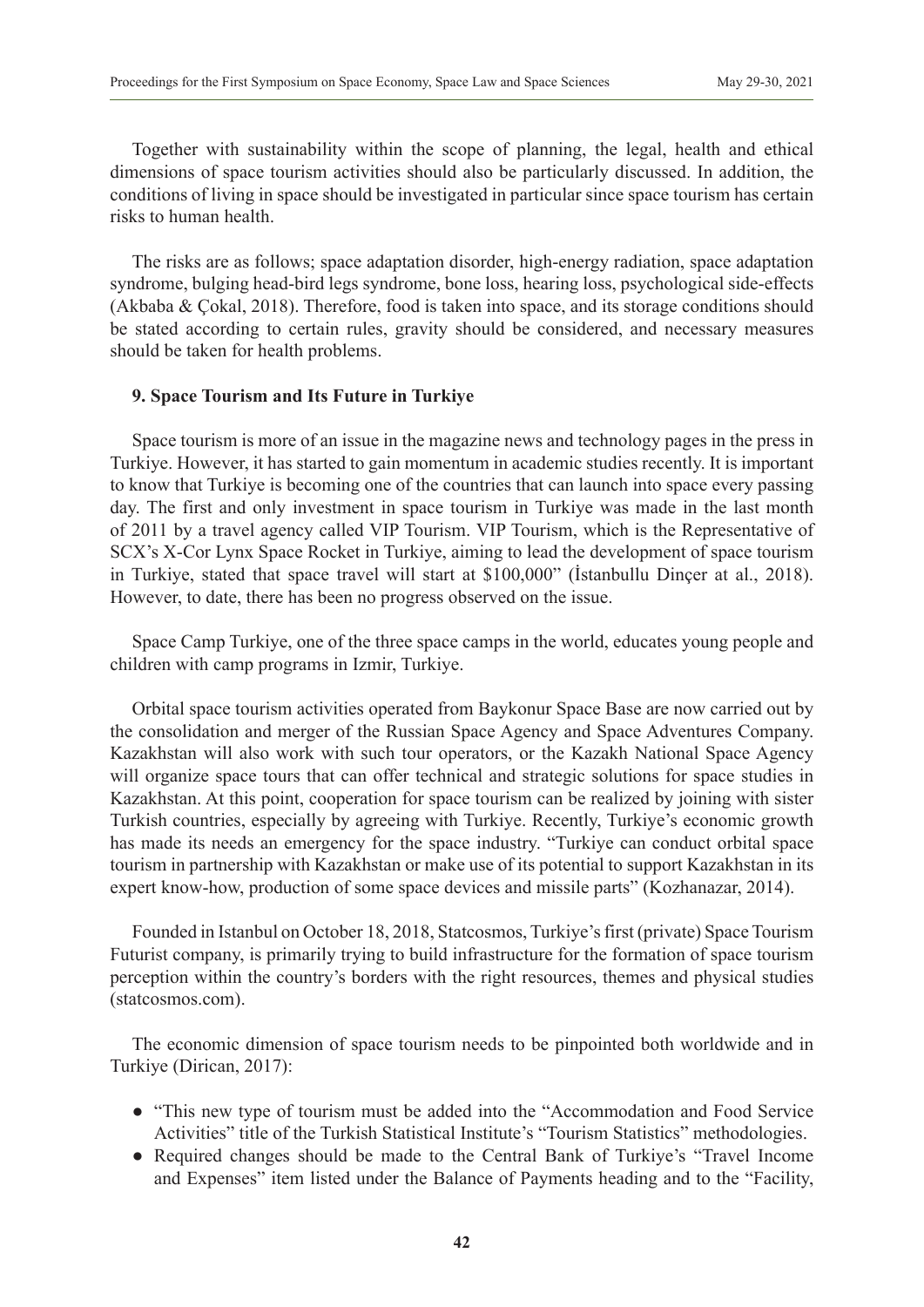Together with sustainability within the scope of planning, the legal, health and ethical dimensions of space tourism activities should also be particularly discussed. In addition, the conditions of living in space should be investigated in particular since space tourism has certain risks to human health.

The risks are as follows; space adaptation disorder, high-energy radiation, space adaptation syndrome, bulging head-bird legs syndrome, bone loss, hearing loss, psychological side-effects (Akbaba & Çokal, 2018). Therefore, food is taken into space, and its storage conditions should be stated according to certain rules, gravity should be considered, and necessary measures should be taken for health problems.

### 9. Space Tourism and Its Future in Turkiye

Space tourism is more of an issue in the magazine news and technology pages in the press in Turkiye. However, it has started to gain momentum in academic studies recently. It is important to know that Turkiye is becoming one of the countries that can launch into space every passing day. The first and only investment in space tourism in Turkiye was made in the last month of 2011 by a travel agency called VIP Tourism. VIP Tourism, which is the Representative of SCX's X-Cor Lynx Space Rocket in Turkiye, aiming to lead the development of space tourism in Turkiye, stated that space travel will start at $100,000" (İstanbullu Dinçer at al., 2018). However, to date, there has been no progress observed on the issue.

Space Camp Turkiye, one of the three space camps in the world, educates young people and children with camp programs in Izmir, Turkiye.

Orbital space tourism activities operated from Baykonur Space Base are now carried out by the consolidation and merger of the Russian Space Agency and Space Adventures Company. Kazakhstan will also work with such tour operators, or the Kazakh National Space Agency will organize space tours that can offer technical and strategic solutions for space studies in Kazakhstan. At this point, cooperation for space tourism can be realized by joining with sister Turkish countries, especially by agreeing with Turkiye. Recently, Turkiye's economic growth has made its needs an emergency for the space industry. "Turkiye can conduct orbital space tourism in partnership with Kazakhstan or make use of its potential to support Kazakhstan in its expert know-how, production of some space devices and missile parts" (Kozhanazar, 2014).

Founded in Istanbul on October 18, 2018, Statcosmos, Turkiye's first (private) Space Tourism Futurist company, is primarily trying to build infrastructure for the formation of space tourism perception within the country's borders with the right resources, themes and physical studies (statcosmos.com).

The economic dimension of space tourism needs to be pinpointed both worldwide and in Turkiye (Dirican, 2017):

- "This new type of tourism must be added into the "Accommodation and Food Service Activities" title of the Turkish Statistical Institute's "Tourism Statistics" methodologies.
- Required changes should be made to the Central Bank of Turkiye's "Travel Income and Expenses" item listed under the Balance of Payments heading and to the "Facility,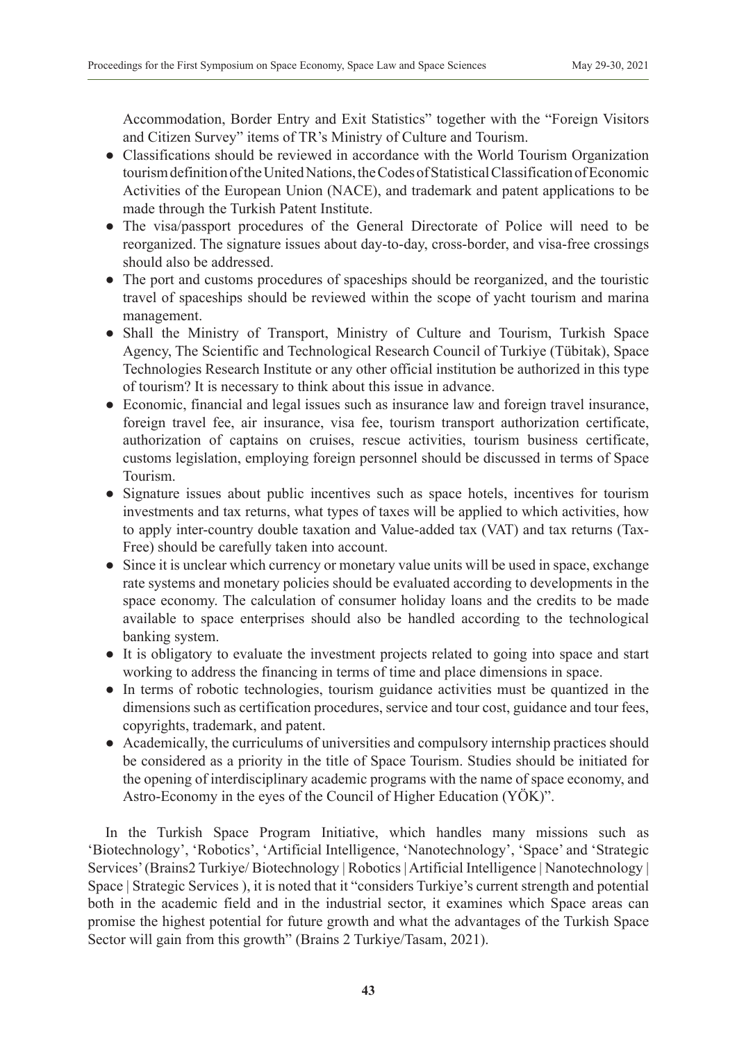Accommodation, Border Entry and Exit Statistics" together with the "Foreign Visitors and Citizen Survey" items of TR's Ministry of Culture and Tourism.

- Classifications should be reviewed in accordance with the World Tourism Organization tourism definition of the United Nations, the Codes of Statistical Classification of Economic Activities of the European Union (NACE), and trademark and patent applications to be made through the Turkish Patent Institute.
- The visa/passport procedures of the General Directorate of Police will need to be reorganized. The signature issues about day-to-day, cross-border, and visa-free crossings should also be addressed.
- The port and customs procedures of spaceships should be reorganized, and the touristic travel of spaceships should be reviewed within the scope of yacht tourism and marina management.
- Shall the Ministry of Transport, Ministry of Culture and Tourism, Turkish Space Agency, The Scientific and Technological Research Council of Turkiye (Tübitak), Space Technologies Research Institute or any other official institution be authorized in this type of tourism? It is necessary to think about this issue in advance.
- Economic, financial and legal issues such as insurance law and foreign travel insurance, foreign travel fee, air insurance, visa fee, tourism transport authorization certificate, authorization of captains on cruises, rescue activities, tourism business certificate, customs legislation, employing foreign personnel should be discussed in terms of Space Tourism.
- Signature issues about public incentives such as space hotels, incentives for tourism investments and tax returns, what types of taxes will be applied to which activities, how to apply inter-country double taxation and Value-added tax (VAT) and tax returns (Tax-Free) should be carefully taken into account.
- Since it is unclear which currency or monetary value units will be used in space, exchange rate systems and monetary policies should be evaluated according to developments in the space economy. The calculation of consumer holiday loans and the credits to be made available to space enterprises should also be handled according to the technological banking system.
- It is obligatory to evaluate the investment projects related to going into space and start working to address the financing in terms of time and place dimensions in space.
- In terms of robotic technologies, tourism guidance activities must be quantized in the dimensions such as certification procedures, service and tour cost, guidance and tour fees, copyrights, trademark, and patent.
- Academically, the curriculums of universities and compulsory internship practices should be considered as a priority in the title of Space Tourism. Studies should be initiated for the opening of interdisciplinary academic programs with the name of space economy, and Astro-Economy in the eyes of the Council of Higher Education (YÖK)".

In the Turkish Space Program Initiative, which handles many missions such as 'Biotechnology', 'Robotics', 'Artificial Intelligence, 'Nanotechnology', 'Space' and 'Strategic Services' (Brains2 Turkiye/ Biotechnology | Robotics | Artificial Intelligence | Nanotechnology | Space | Strategic Services ), it is noted that it "considers Turkiye's current strength and potential both in the academic field and in the industrial sector, it examines which Space areas can promise the highest potential for future growth and what the advantages of the Turkish Space Sector will gain from this growth" (Brains 2 Turkiye/Tasam, 2021).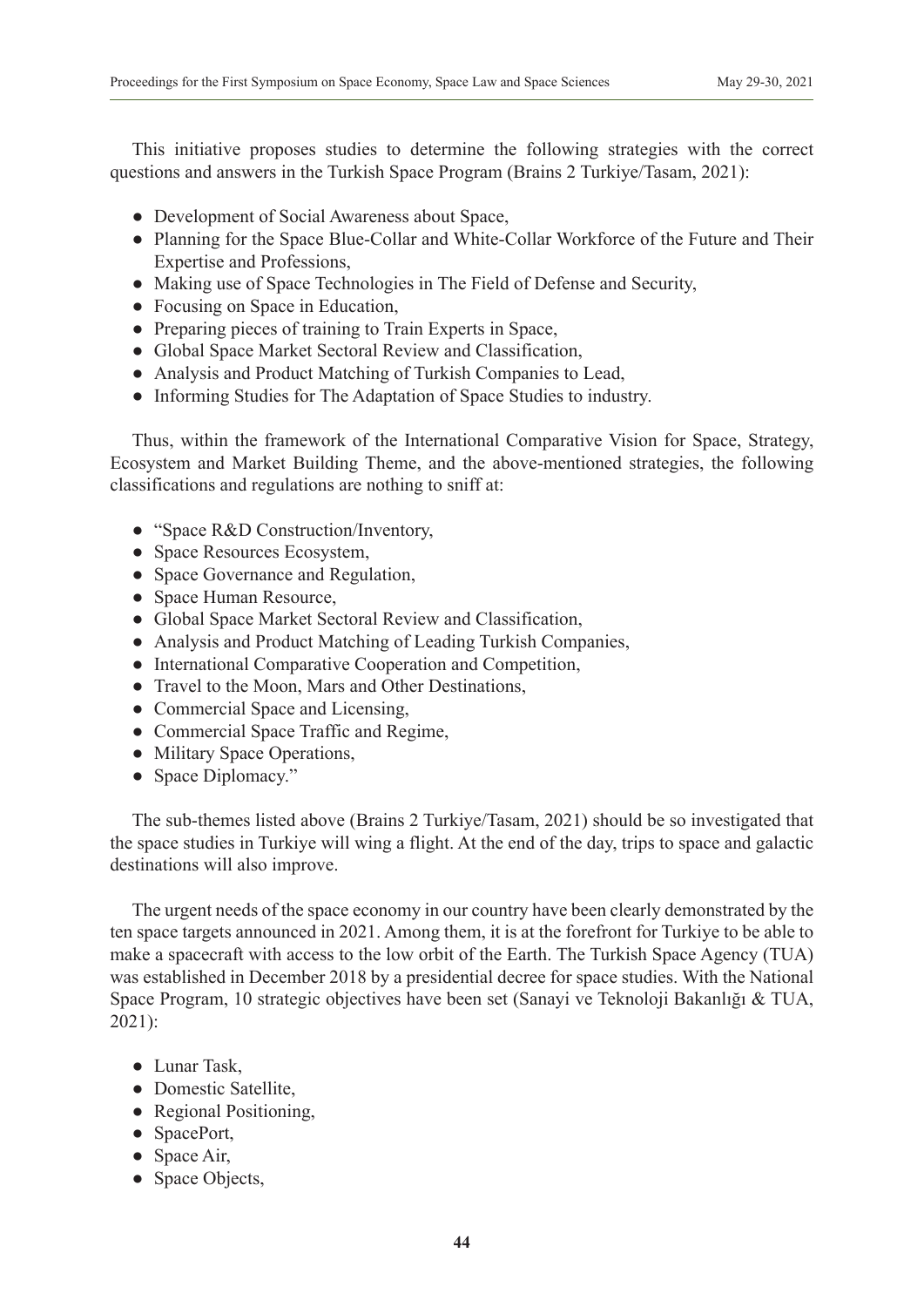This initiative proposes studies to determine the following strategies with the correct questions and answers in the Turkish Space Program (Brains 2 Turkiye/Tasam, 2021):

- Development of Social Awareness about Space,
- Planning for the Space Blue-Collar and White-Collar Workforce of the Future and Their Expertise and Professions,
- Making use of Space Technologies in The Field of Defense and Security,
- Focusing on Space in Education,
- Preparing pieces of training to Train Experts in Space,
- Global Space Market Sectoral Review and Classification,
- Analysis and Product Matching of Turkish Companies to Lead,
- Informing Studies for The Adaptation of Space Studies to industry.

Thus, within the framework of the International Comparative Vision for Space, Strategy, Ecosystem and Market Building Theme, and the above-mentioned strategies, the following classifications and regulations are nothing to sniff at:

- "Space R&D Construction/Inventory,
- Space Resources Ecosystem,
- Space Governance and Regulation,
- Space Human Resource,
- Global Space Market Sectoral Review and Classification,
- Analysis and Product Matching of Leading Turkish Companies,
- International Comparative Cooperation and Competition,
- Travel to the Moon, Mars and Other Destinations,
- Commercial Space and Licensing,
- Commercial Space Traffic and Regime,
- Military Space Operations,
- Space Diplomacy."

The sub-themes listed above (Brains 2 Turkiye/Tasam, 2021) should be so investigated that the space studies in Turkiye will wing a flight. At the end of the day, trips to space and galactic destinations will also improve.

The urgent needs of the space economy in our country have been clearly demonstrated by the ten space targets announced in 2021. Among them, it is at the forefront for Turkiye to be able to make a spacecraft with access to the low orbit of the Earth. The Turkish Space Agency (TUA) was established in December 2018 by a presidential decree for space studies. With the National Space Program, 10 strategic objectives have been set (Sanayi ve Teknoloji Bakanlığı & TUA, 2021):

- Lunar Task,
- Domestic Satellite,
- Regional Positioning,
- SpacePort,
- Space Air,
- Space Objects,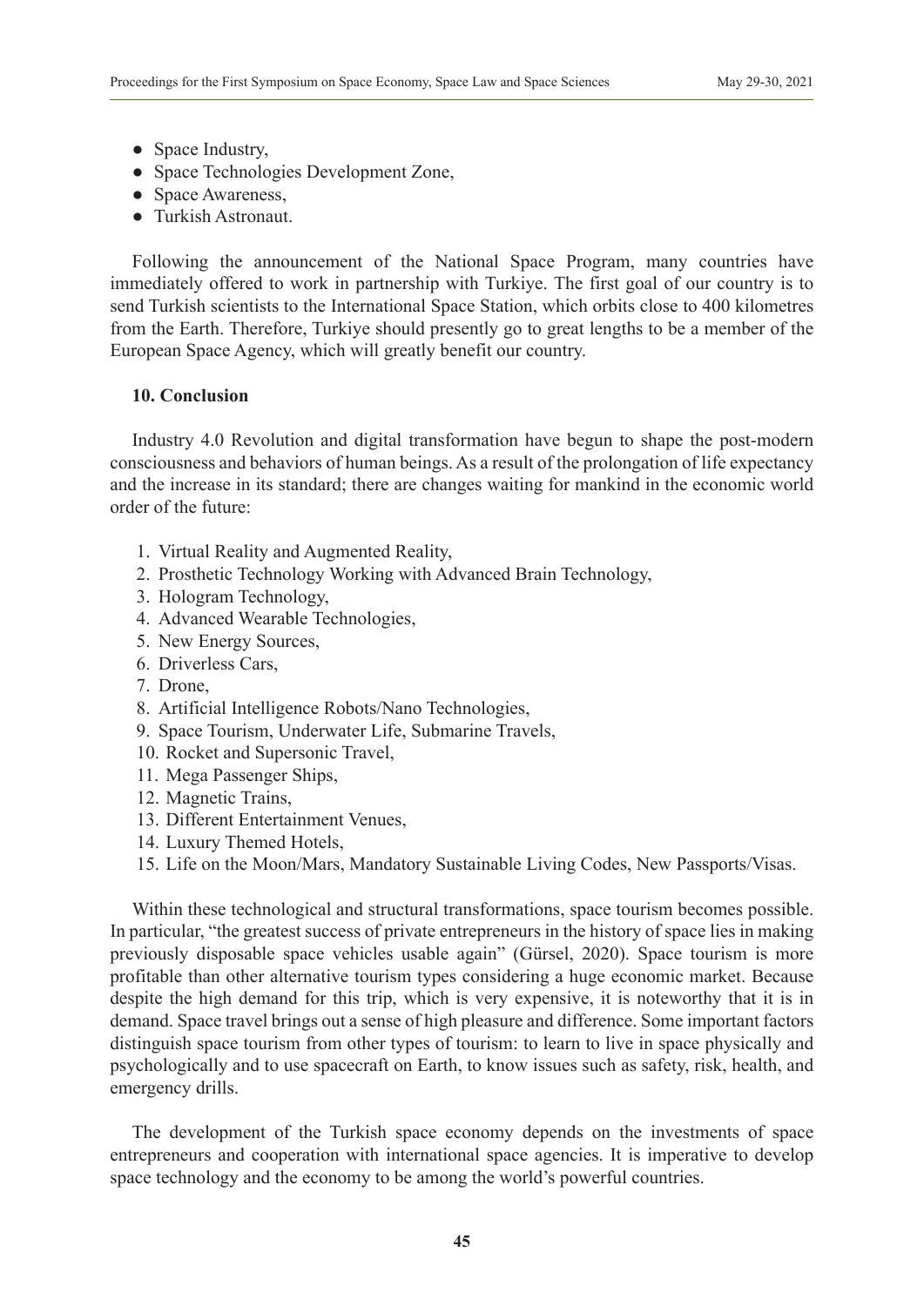- Space Industry,
- Space Technologies Development Zone,
- Space Awareness,
- Turkish Astronaut.

Following the announcement of the National Space Program, many countries have immediately offered to work in partnership with Turkiye. The first goal of our country is to send Turkish scientists to the International Space Station, which orbits close to 400 kilometres from the Earth. Therefore, Turkiye should presently go to great lengths to be a member of the European Space Agency, which will greatly benefit our country.

## 10. Conclusion

Industry 4.0 Revolution and digital transformation have begun to shape the post-modern consciousness and behaviors of human beings. As a result of the prolongation of life expectancy and the increase in its standard; there are changes waiting for mankind in the economic world order of the future:

1. Virtual Reality and Augmented Reality,
2. Prosthetic Technology Working with Advanced Brain Technology,
3. Hologram Technology,
4. Advanced Wearable Technologies,
5. New Energy Sources,
6. Driverless Cars,
7. Drone,
8. Artificial Intelligence Robots/Nano Technologies,
9. Space Tourism, Underwater Life, Submarine Travels,
10. Rocket and Supersonic Travel,
11. Mega Passenger Ships,
12. Magnetic Trains,
13. Different Entertainment Venues,
14. Luxury Themed Hotels,
15. Life on the Moon/Mars, Mandatory Sustainable Living Codes, New Passports/Visas.

Within these technological and structural transformations, space tourism becomes possible. In particular, "the greatest success of private entrepreneurs in the history of space lies in making previously disposable space vehicles usable again" (Gürsel, 2020). Space tourism is more profitable than other alternative tourism types considering a huge economic market. Because despite the high demand for this trip, which is very expensive, it is noteworthy that it is in demand. Space travel brings out a sense of high pleasure and difference. Some important factors distinguish space tourism from other types of tourism: to learn to live in space physically and psychologically and to use spacecraft on Earth, to know issues such as safety, risk, health, and emergency drills.

The development of the Turkish space economy depends on the investments of space entrepreneurs and cooperation with international space agencies. It is imperative to develop space technology and the economy to be among the world's powerful countries.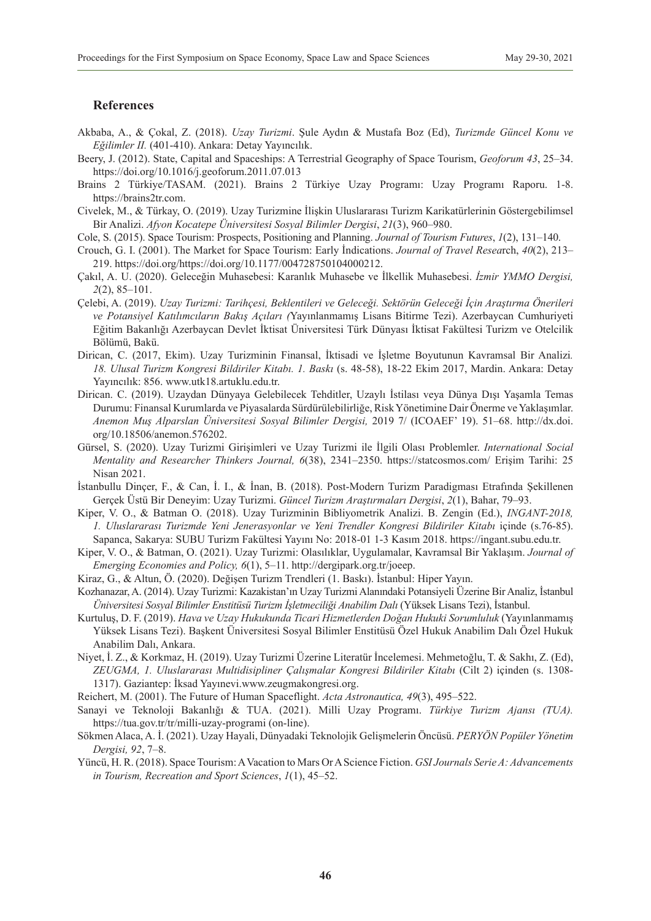## References

Akbaba, A., & Çokal, Z. (2018). *Uzay Turizmi*. Şule Aydın & Mustafa Boz (Ed), *Turizmde Güncel Konu ve Eğilimler II.* (401-410). Ankara: Detay Yayıncılık.

Beery, J. (2012). State, Capital and Spaceships: A Terrestrial Geography of Space Tourism, *Geoforum 43*, 25–34. https://doi.org/10.1016/j.geoforum.2011.07.013

Brains 2 Türkiye/TASAM. (2021). Brains 2 Türkiye Uzay Programı: Uzay Programı Raporu. 1-8. https://brains2tr.com.

Civelek, M., & Türkay, O. (2019). Uzay Turizmine İlişkin Uluslararası Turizm Karikatürlerinin Göstergebilimsel Bir Analizi. *Afyon Kocatepe Üniversitesi Sosyal Bilimler Dergisi*, *21*(3), 960–980.

Cole, S. (2015). Space Tourism: Prospects, Positioning and Planning. *Journal of Tourism Futures*, *1*(2), 131–140.

Crouch, G. I. (2001). The Market for Space Tourism: Early İndications. *Journal of Travel Resea*rch, *40*(2), 213–219. https://doi.org/https://doi.org/10.1177/004728750104000212.

Çakıl, A. U. (2020). Geleceğin Muhasebesi: Karanlık Muhasebe ve İlkellik Muhasebesi. *İzmir YMMO Dergisi, 2*(2), 85–101.

Çelebi, A. (2019). *Uzay Turizmi: Tarihçesi, Beklentileri ve Geleceği. Sektörün Geleceği İçin Araştırma Önerileri ve Potansiyel Katılımcıların Bakış Açıları (*Yayınlanmamış Lisans Bitirme Tezi). Azerbaycan Cumhuriyeti Eğitim Bakanlığı Azerbaycan Devlet İktisat Üniversitesi Türk Dünyası İktisat Fakültesi Turizm ve Otelcilik Bölümü, Bakü.

Dirican, C. (2017, Ekim). Uzay Turizminin Finansal, İktisadi ve İşletme Boyutunun Kavramsal Bir Analizi*. 18. Ulusal Turizm Kongresi Bildiriler Kitabı. 1. Baskı* (s. 48-58), 18-22 Ekim 2017, Mardin. Ankara: Detay Yayıncılık: 856. www.utk18.artuklu.edu.tr.

Dirican. C. (2019). Uzaydan Dünyaya Gelebilecek Tehditler, Uzaylı İstilası veya Dünya Dışı Yaşamla Temas Durumu: Finansal Kurumlarda ve Piyasalarda Sürdürülebilirliğe, Risk Yönetimine Dair Önerme ve Yaklaşımlar. *Anemon Muş Alparslan Üniversitesi Sosyal Bilimler Dergisi,* 2019 7/ (ICOAEF' 19). 51–68. http://dx.doi.org/10.18506/anemon.576202.

Gürsel, S. (2020). Uzay Turizmi Girişimleri ve Uzay Turizmi ile İlgili Olası Problemler. *International Social Mentality and Researcher Thinkers Journal, 6*(38), 2341–2350. https://statcosmos.com/ Erişim Tarihi: 25 Nisan 2021.

İstanbullu Dinçer, F., & Can, İ. I., & İnan, B. (2018). Post-Modern Turizm Paradigması Etrafında Şekillenen Gerçek Üstü Bir Deneyim: Uzay Turizmi. *Güncel Turizm Araştırmaları Dergisi*, *2*(1), Bahar, 79–93.

Kiper, V. O., & Batman O. (2018). Uzay Turizminin Bibliyometrik Analizi. B. Zengin (Ed.), *INGANT-2018, 1. Uluslararası Turizmde Yeni Jenerasyonlar ve Yeni Trendler Kongresi Bildiriler Kitabı* içinde (s.76-85). Sapanca, Sakarya: SUBU Turizm Fakültesi Yayını No: 2018-01 1-3 Kasım 2018. https://ingant.subu.edu.tr.

Kiper, V. O., & Batman, O. (2021). Uzay Turizmi: Olasılıklar, Uygulamalar, Kavramsal Bir Yaklaşım. *Journal of Emerging Economies and Policy, 6*(1), 5–11. http://dergipark.org.tr/joeep.

Kiraz, G., & Altun, Ö. (2020). Değişen Turizm Trendleri (1. Baskı). İstanbul: Hiper Yayın.

Kozhanazar, A. (2014). Uzay Turizmi: Kazakistan'ın Uzay Turizmi Alanındaki Potansiyeli Üzerine Bir Analiz, İstanbul *Üniversitesi Sosyal Bilimler Enstitüsü Turizm İşletmeciliği Anabilim Dalı* (Yüksek Lisans Tezi), İstanbul.

Kurtuluş, D. F. (2019). *Hava ve Uzay Hukukunda Ticari Hizmetlerden Doğan Hukuki Sorumluluk* (Yayınlanmamış Yüksek Lisans Tezi). Başkent Üniversitesi Sosyal Bilimler Enstitüsü Özel Hukuk Anabilim Dalı Özel Hukuk Anabilim Dalı, Ankara.

Niyet, İ. Z., & Korkmaz, H. (2019). Uzay Turizmi Üzerine Literatür İncelemesi. Mehmetoğlu, T. & Sakhı, Z. (Ed), *ZEUGMA, 1. Uluslararası Multidisipliner Çalışmalar Kongresi Bildiriler Kitabı* (Cilt 2) içinden (s. 1308-1317). Gaziantep: İksad Yayınevi.www.zeugmakongresi.org.

Reichert, M. (2001). The Future of Human Spaceflight. *Acta Astronautica, 49*(3), 495–522.

Sanayi ve Teknoloji Bakanlığı & TUA. (2021). Milli Uzay Programı. *Türkiye Turizm Ajansı (TUA).* https://tua.gov.tr/tr/milli-uzay-programi (on-line).

Sökmen Alaca, A. İ. (2021). Uzay Hayali, Dünyadaki Teknolojik Gelişmelerin Öncüsü. *PERYÖN Popüler Yönetim Dergisi, 92*, 7–8.

Yüncü, H. R. (2018). Space Tourism: A Vacation to Mars Or A Science Fiction. *GSI Journals Serie A: Advancements in Tourism, Recreation and Sport Sciences*, *1*(1), 45–52.